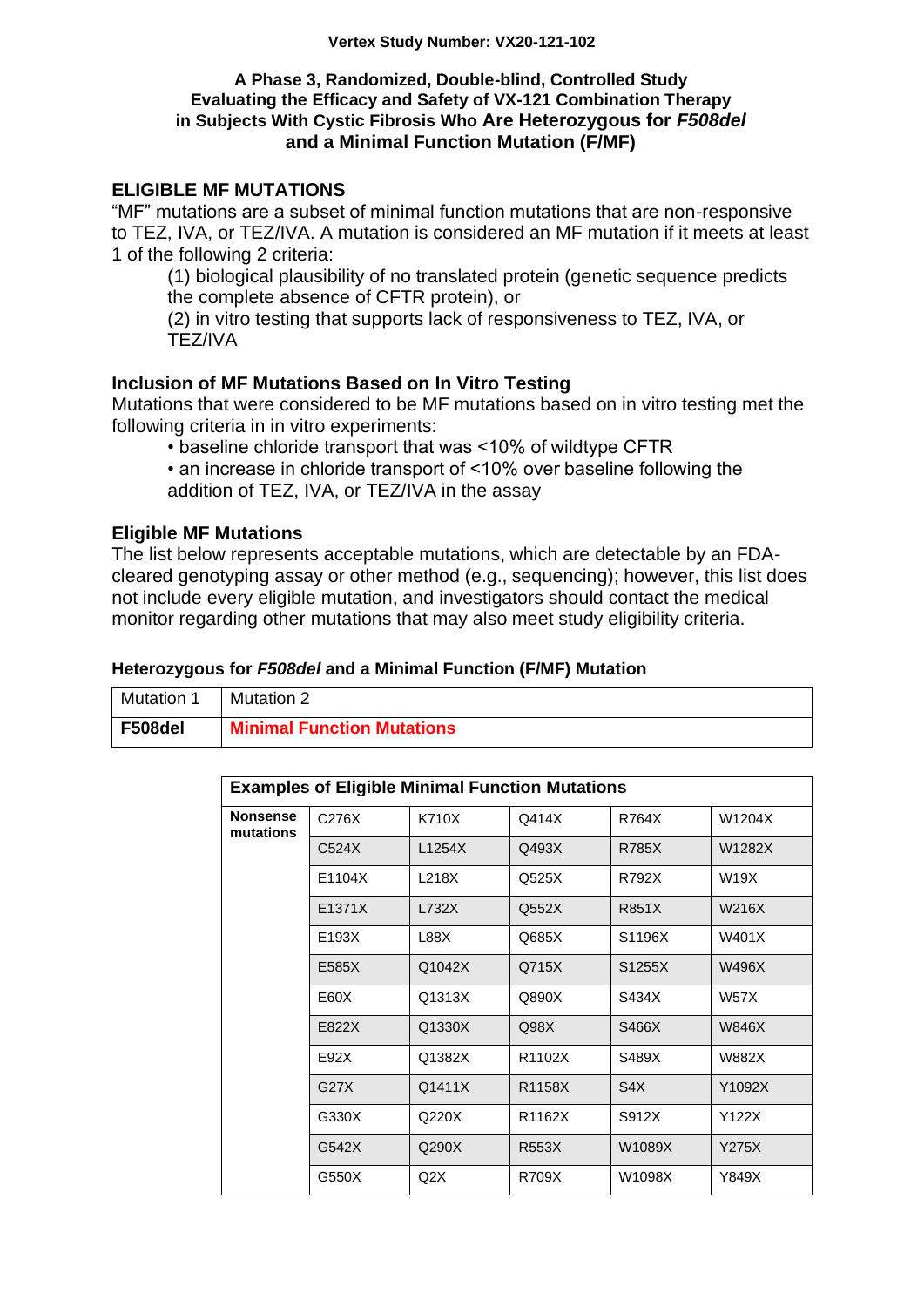**Vertex Study Number: VX20-121-102**

**A Phase 3, Randomized, Double-blind, Controlled Study Evaluating the Efficacy and Safety of VX-121 Combination Therapy in Subjects With Cystic Fibrosis Who Are Heterozygous for *F508del* and a Minimal Function Mutation (F/MF)**

## ELIGIBLE MF MUTATIONS

"MF" mutations are a subset of minimal function mutations that are non-responsive to TEZ, IVA, or TEZ/IVA. A mutation is considered an MF mutation if it meets at least 1 of the following 2 criteria:

(1) biological plausibility of no translated protein (genetic sequence predicts the complete absence of CFTR protein), or

(2) in vitro testing that supports lack of responsiveness to TEZ, IVA, or TEZ/IVA

### Inclusion of MF Mutations Based on In Vitro Testing

Mutations that were considered to be MF mutations based on in vitro testing met the following criteria in in vitro experiments:

- baseline chloride transport that was <10% of wildtype CFTR
- an increase in chloride transport of <10% over baseline following the addition of TEZ, IVA, or TEZ/IVA in the assay

### Eligible MF Mutations

The list below represents acceptable mutations, which are detectable by an FDA-cleared genotyping assay or other method (e.g., sequencing); however, this list does not include every eligible mutation, and investigators should contact the medical monitor regarding other mutations that may also meet study eligibility criteria.

#### Heterozygous for *F508del* and a Minimal Function (F/MF) Mutation

| Mutation 1 | Mutation 2 |
|---|---|
| **F508del** | **Minimal Function Mutations** |

| Examples of Eligible Minimal Function Mutations | | | | | |
|---|---|---|---|---|---|
| **Nonsense mutations** | C276X | K710X | Q414X | R764X | W1204X |
| | C524X | L1254X | Q493X | R785X | W1282X |
| | E1104X | L218X | Q525X | R792X | W19X |
| | E1371X | L732X | Q552X | R851X | W216X |
| | E193X | L88X | Q685X | S1196X | W401X |
| | E585X | Q1042X | Q715X | S1255X | W496X |
| | E60X | Q1313X | Q890X | S434X | W57X |
| | E822X | Q1330X | Q98X | S466X | W846X |
| | E92X | Q1382X | R1102X | S489X | W882X |
| | G27X | Q1411X | R1158X | S4X | Y1092X |
| | G330X | Q220X | R1162X | S912X | Y122X |
| | G542X | Q290X | R553X | W1089X | Y275X |
| | G550X | Q2X | R709X | W1098X | Y849X |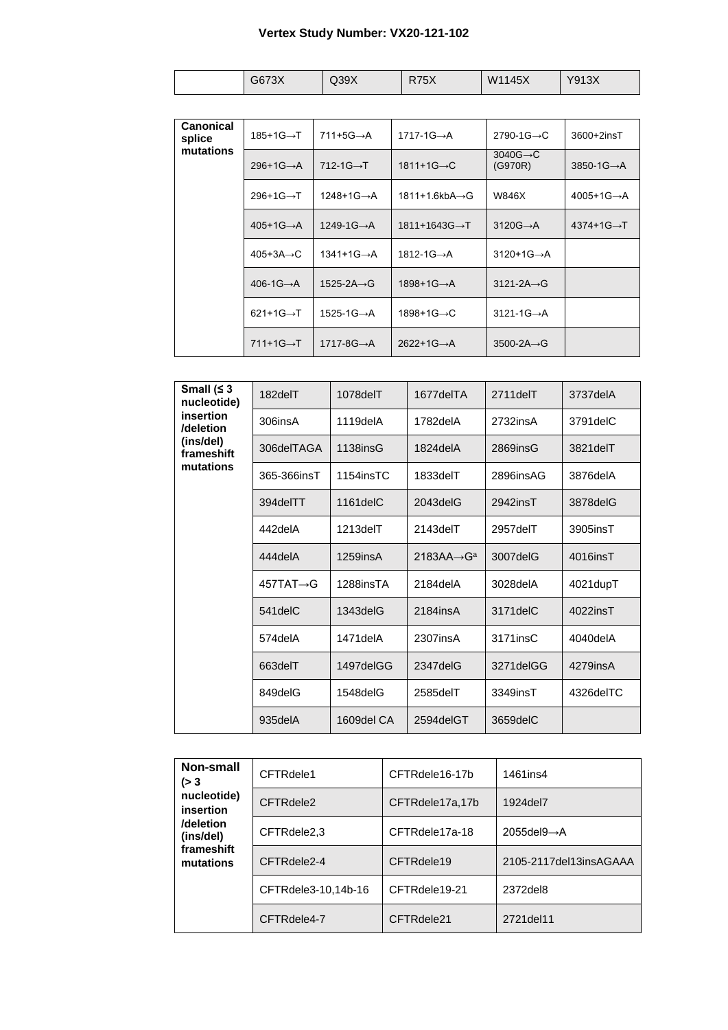**Vertex Study Number: VX20-121-102**

| | G673X | Q39X | R75X | W1145X | Y913X |
|---|---|---|---|---|---|

| **Canonical splice mutations** | | | | | |
|---|---|---|---|---|---|
| | 185+1G→T | 711+5G→A | 1717-1G→A | 2790-1G→C | 3600+2insT |
| | 296+1G→A | 712-1G→T | 1811+1G→C | 3040G→C (G970R) | 3850-1G→A |
| | 296+1G→T | 1248+1G→A | 1811+1.6kbA→G | W846X | 4005+1G→A |
| | 405+1G→A | 1249-1G→A | 1811+1643G→T | 3120G→A | 4374+1G→T |
| | 405+3A→C | 1341+1G→A | 1812-1G→A | 3120+1G→A | |
| | 406-1G→A | 1525-2A→G | 1898+1G→A | 3121-2A→G | |
| | 621+1G→T | 1525-1G→A | 1898+1G→C | 3121-1G→A | |
| | 711+1G→T | 1717-8G→A | 2622+1G→A | 3500-2A→G | |

| **Small (≤ 3 nucleotide) insertion /deletion (ins/del) frameshift mutations** | | | | | |
|---|---|---|---|---|---|
| | 182delT | 1078delT | 1677delTA | 2711delT | 3737delA |
| | 306insA | 1119delA | 1782delA | 2732insA | 3791delC |
| | 306delTAGA | 1138insG | 1824delA | 2869insG | 3821delT |
| | 365-366insT | 1154insTC | 1833delT | 2896insAG | 3876delA |
| | 394delTT | 1161delC | 2043delG | 2942insT | 3878delG |
| | 442delA | 1213delT | 2143delT | 2957delT | 3905insT |
| | 444delA | 1259insA | 2183AA→G[a] | 3007delG | 4016insT |
| | 457TAT→G | 1288insTA | 2184delA | 3028delA | 4021dupT |
| | 541delC | 1343delG | 2184insA | 3171delC | 4022insT |
| | 574delA | 1471delA | 2307insA | 3171insC | 4040delA |
| | 663delT | 1497delGG | 2347delG | 3271delGG | 4279insA |
| | 849delG | 1548delG | 2585delT | 3349insT | 4326delTC |
| | 935delA | 1609del CA | 2594delGT | 3659delC | |

| **Non-small (> 3 nucleotide) insertion /deletion (ins/del) frameshift mutations** | | | |
|---|---|---|---|
| | CFTRdele1 | CFTRdele16-17b | 1461ins4 |
| | CFTRdele2 | CFTRdele17a,17b | 1924del7 |
| | CFTRdele2,3 | CFTRdele17a-18 | 2055del9→A |
| | CFTRdele2-4 | CFTRdele19 | 2105-2117del13insAGAAA |
| | CFTRdele3-10,14b-16 | CFTRdele19-21 | 2372del8 |
| | CFTRdele4-7 | CFTRdele21 | 2721del11 |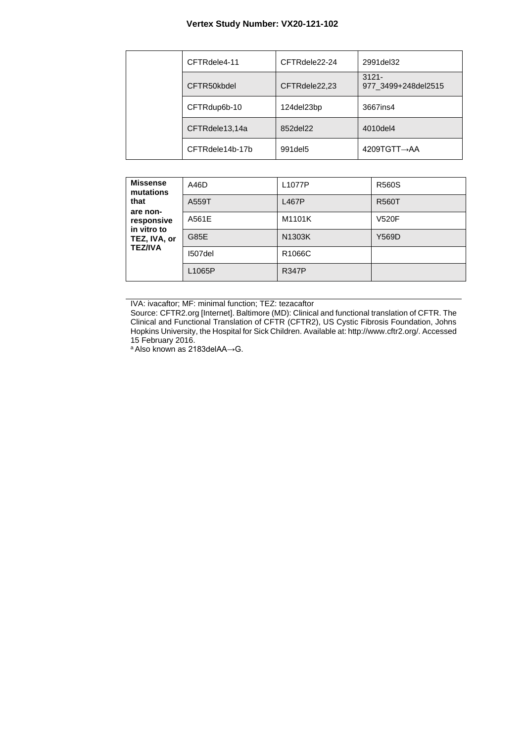| | | | |
|---|---|---|---|
| | CFTRdele4-11 | CFTRdele22-24 | 2991del32 |
| | CFTR50kbdel | CFTRdele22,23 | 3121-977_3499+248del2515 |
| | CFTRdup6b-10 | 124del23bp | 3667ins4 |
| | CFTRdele13,14a | 852del22 | 4010del4 |
| | CFTRdele14b-17b | 991del5 | 4209TGTT→AA |

| | | | |
|---|---|---|---|
| **Missense mutations that are non-responsive in vitro to TEZ, IVA, or TEZ/IVA** | A46D | L1077P | R560S |
| | A559T | L467P | R560T |
| | A561E | M1101K | V520F |
| | G85E | N1303K | Y569D |
| | I507del | R1066C | |
| | L1065P | R347P | |

IVA: ivacaftor; MF: minimal function; TEZ: tezacaftor

Source: CFTR2.org [Internet]. Baltimore (MD): Clinical and functional translation of CFTR. The Clinical and Functional Translation of CFTR (CFTR2), US Cystic Fibrosis Foundation, Johns Hopkins University, the Hospital for Sick Children. Available at: http://www.cftr2.org/. Accessed 15 February 2016.

[a] Also known as 2183delAA→G.